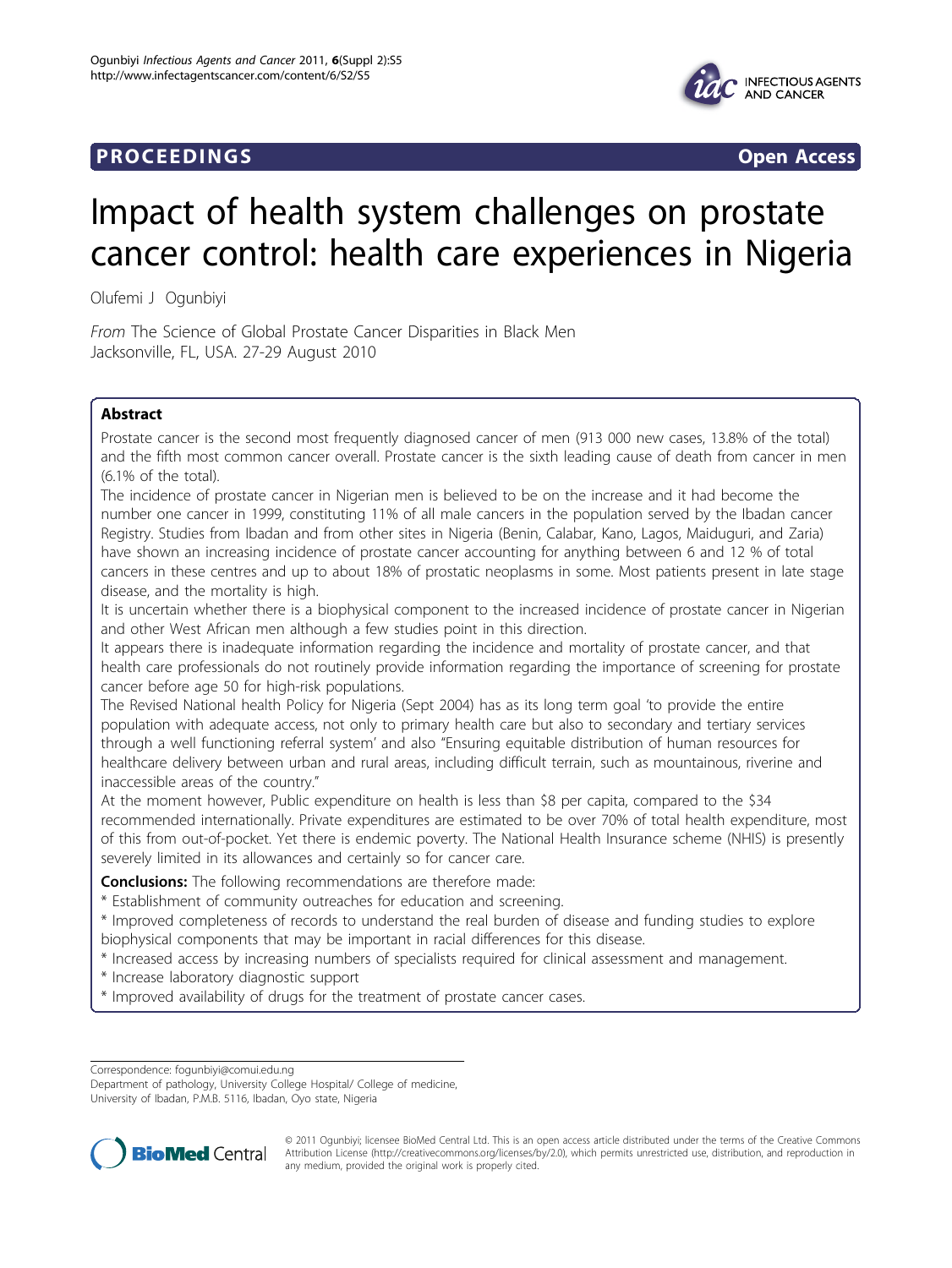**PROCEEDINGS** **Open Access**

# Impact of health system challenges on prostate cancer control: health care experiences in Nigeria

Olufemi J Ogunbiyi

*From* The Science of Global Prostate Cancer Disparities in Black Men
Jacksonville, FL, USA. 27-29 August 2010

## Abstract

Prostate cancer is the second most frequently diagnosed cancer of men (913 000 new cases, 13.8% of the total) and the fifth most common cancer overall. Prostate cancer is the sixth leading cause of death from cancer in men (6.1% of the total).

The incidence of prostate cancer in Nigerian men is believed to be on the increase and it had become the number one cancer in 1999, constituting 11% of all male cancers in the population served by the Ibadan cancer Registry. Studies from Ibadan and from other sites in Nigeria (Benin, Calabar, Kano, Lagos, Maiduguri, and Zaria) have shown an increasing incidence of prostate cancer accounting for anything between 6 and 12 % of total cancers in these centres and up to about 18% of prostatic neoplasms in some. Most patients present in late stage disease, and the mortality is high.

It is uncertain whether there is a biophysical component to the increased incidence of prostate cancer in Nigerian and other West African men although a few studies point in this direction.

It appears there is inadequate information regarding the incidence and mortality of prostate cancer, and that health care professionals do not routinely provide information regarding the importance of screening for prostate cancer before age 50 for high-risk populations.

The Revised National health Policy for Nigeria (Sept 2004) has as its long term goal 'to provide the entire population with adequate access, not only to primary health care but also to secondary and tertiary services through a well functioning referral system' and also "Ensuring equitable distribution of human resources for healthcare delivery between urban and rural areas, including difficult terrain, such as mountainous, riverine and inaccessible areas of the country."

At the moment however, Public expenditure on health is less than $8 per capita, compared to the $34 recommended internationally. Private expenditures are estimated to be over 70% of total health expenditure, most of this from out-of-pocket. Yet there is endemic poverty. The National Health Insurance scheme (NHIS) is presently severely limited in its allowances and certainly so for cancer care.

**Conclusions:** The following recommendations are therefore made:

* Establishment of community outreaches for education and screening.
* Improved completeness of records to understand the real burden of disease and funding studies to explore biophysical components that may be important in racial differences for this disease.
* Increased access by increasing numbers of specialists required for clinical assessment and management.
* Increase laboratory diagnostic support
* Improved availability of drugs for the treatment of prostate cancer cases.

Correspondence: fogunbiyi@comui.edu.ng
Department of pathology, University College Hospital/ College of medicine, University of Ibadan, P.M.B. 5116, Ibadan, Oyo state, Nigeria

© 2011 Ogunbiyi; licensee BioMed Central Ltd. This is an open access article distributed under the terms of the Creative Commons Attribution License (http://creativecommons.org/licenses/by/2.0), which permits unrestricted use, distribution, and reproduction in any medium, provided the original work is properly cited.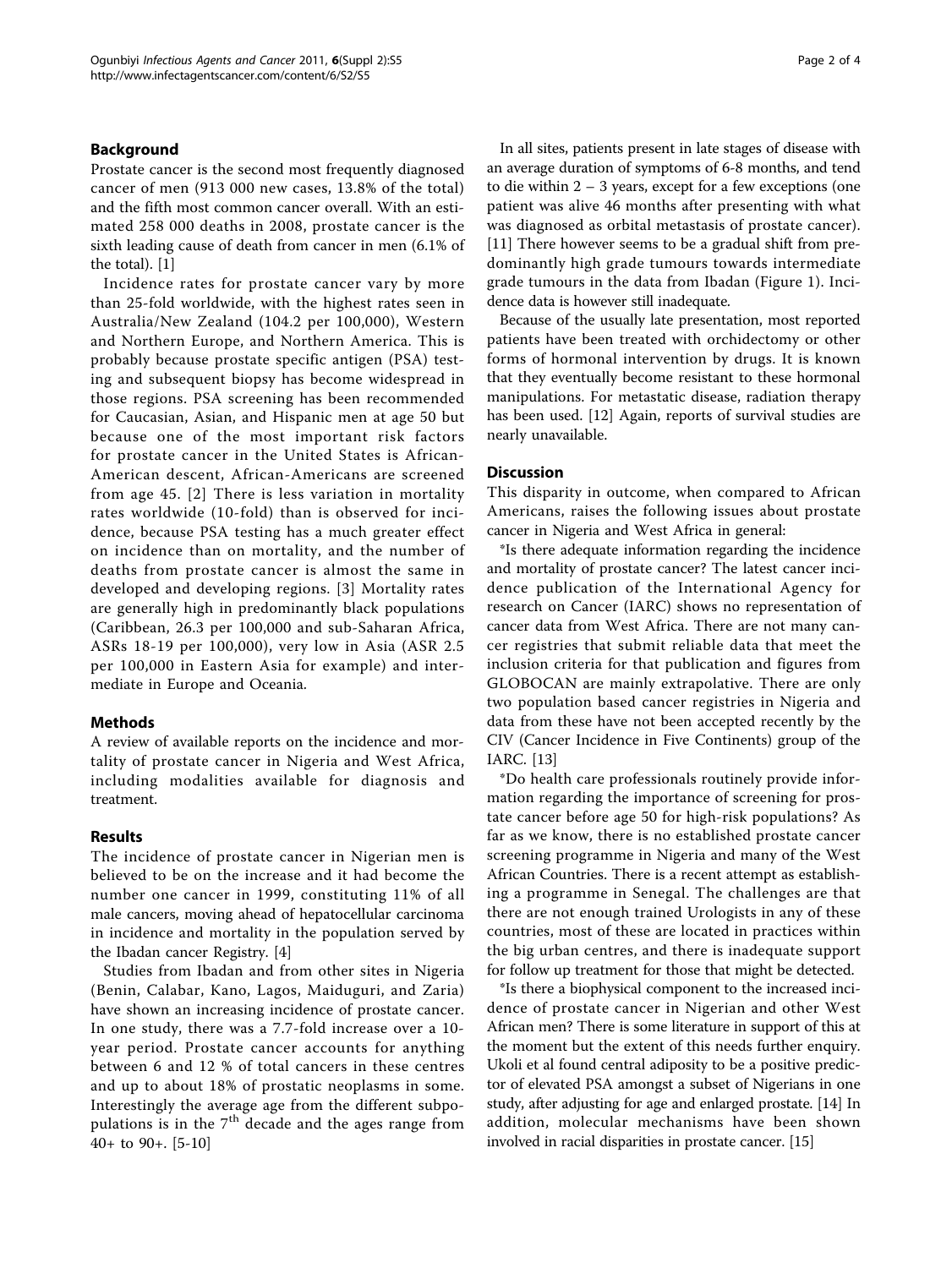## Background

Prostate cancer is the second most frequently diagnosed cancer of men (913 000 new cases, 13.8% of the total) and the fifth most common cancer overall. With an estimated 258 000 deaths in 2008, prostate cancer is the sixth leading cause of death from cancer in men (6.1% of the total). [1]

Incidence rates for prostate cancer vary by more than 25-fold worldwide, with the highest rates seen in Australia/New Zealand (104.2 per 100,000), Western and Northern Europe, and Northern America. This is probably because prostate specific antigen (PSA) testing and subsequent biopsy has become widespread in those regions. PSA screening has been recommended for Caucasian, Asian, and Hispanic men at age 50 but because one of the most important risk factors for prostate cancer in the United States is African-American descent, African-Americans are screened from age 45. [2] There is less variation in mortality rates worldwide (10-fold) than is observed for incidence, because PSA testing has a much greater effect on incidence than on mortality, and the number of deaths from prostate cancer is almost the same in developed and developing regions. [3] Mortality rates are generally high in predominantly black populations (Caribbean, 26.3 per 100,000 and sub-Saharan Africa, ASRs 18-19 per 100,000), very low in Asia (ASR 2.5 per 100,000 in Eastern Asia for example) and intermediate in Europe and Oceania.

## Methods

A review of available reports on the incidence and mortality of prostate cancer in Nigeria and West Africa, including modalities available for diagnosis and treatment.

## Results

The incidence of prostate cancer in Nigerian men is believed to be on the increase and it had become the number one cancer in 1999, constituting 11% of all male cancers, moving ahead of hepatocellular carcinoma in incidence and mortality in the population served by the Ibadan cancer Registry. [4]

Studies from Ibadan and from other sites in Nigeria (Benin, Calabar, Kano, Lagos, Maiduguri, and Zaria) have shown an increasing incidence of prostate cancer. In one study, there was a 7.7-fold increase over a 10-year period. Prostate cancer accounts for anything between 6 and 12 % of total cancers in these centres and up to about 18% of prostatic neoplasms in some. Interestingly the average age from the different subpopulations is in the $7^{th}$ decade and the ages range from 40+ to 90+. [5-10]

In all sites, patients present in late stages of disease with an average duration of symptoms of 6-8 months, and tend to die within 2 – 3 years, except for a few exceptions (one patient was alive 46 months after presenting with what was diagnosed as orbital metastasis of prostate cancer). [11] There however seems to be a gradual shift from predominantly high grade tumours towards intermediate grade tumours in the data from Ibadan (Figure 1). Incidence data is however still inadequate.

Because of the usually late presentation, most reported patients have been treated with orchidectomy or other forms of hormonal intervention by drugs. It is known that they eventually become resistant to these hormonal manipulations. For metastatic disease, radiation therapy has been used. [12] Again, reports of survival studies are nearly unavailable.

## Discussion

This disparity in outcome, when compared to African Americans, raises the following issues about prostate cancer in Nigeria and West Africa in general:

*Is there adequate information regarding the incidence and mortality of prostate cancer? The latest cancer incidence publication of the International Agency for research on Cancer (IARC) shows no representation of cancer data from West Africa. There are not many cancer registries that submit reliable data that meet the inclusion criteria for that publication and figures from GLOBOCAN are mainly extrapolative. There are only two population based cancer registries in Nigeria and data from these have not been accepted recently by the CIV (Cancer Incidence in Five Continents) group of the IARC. [13]

*Do health care professionals routinely provide information regarding the importance of screening for prostate cancer before age 50 for high-risk populations? As far as we know, there is no established prostate cancer screening programme in Nigeria and many of the West African Countries. There is a recent attempt as establishing a programme in Senegal. The challenges are that there are not enough trained Urologists in any of these countries, most of these are located in practices within the big urban centres, and there is inadequate support for follow up treatment for those that might be detected.

*Is there a biophysical component to the increased incidence of prostate cancer in Nigerian and other West African men? There is some literature in support of this at the moment but the extent of this needs further enquiry. Ukoli et al found central adiposity to be a positive predictor of elevated PSA amongst a subset of Nigerians in one study, after adjusting for age and enlarged prostate. [14] In addition, molecular mechanisms have been shown involved in racial disparities in prostate cancer. [15]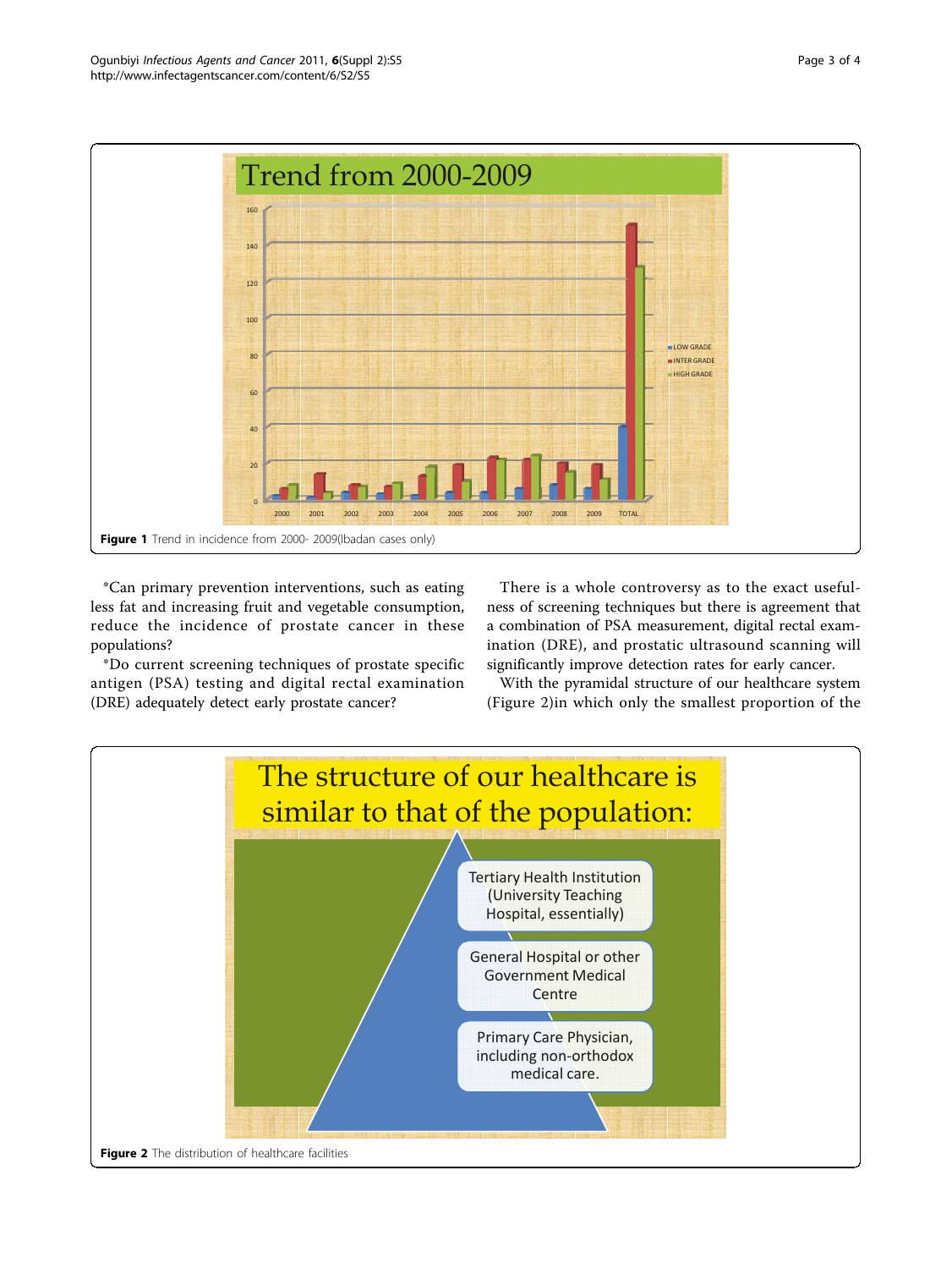Figure 1 Trend in incidence from 2000- 2009(Ibadan cases only)

*Can primary prevention interventions, such as eating less fat and increasing fruit and vegetable consumption, reduce the incidence of prostate cancer in these populations?

*Do current screening techniques of prostate specific antigen (PSA) testing and digital rectal examination (DRE) adequately detect early prostate cancer?

There is a whole controversy as to the exact usefulness of screening techniques but there is agreement that a combination of PSA measurement, digital rectal examination (DRE), and prostatic ultrasound scanning will significantly improve detection rates for early cancer.

With the pyramidal structure of our healthcare system (Figure 2)in which only the smallest proportion of the

Figure 2 The distribution of healthcare facilities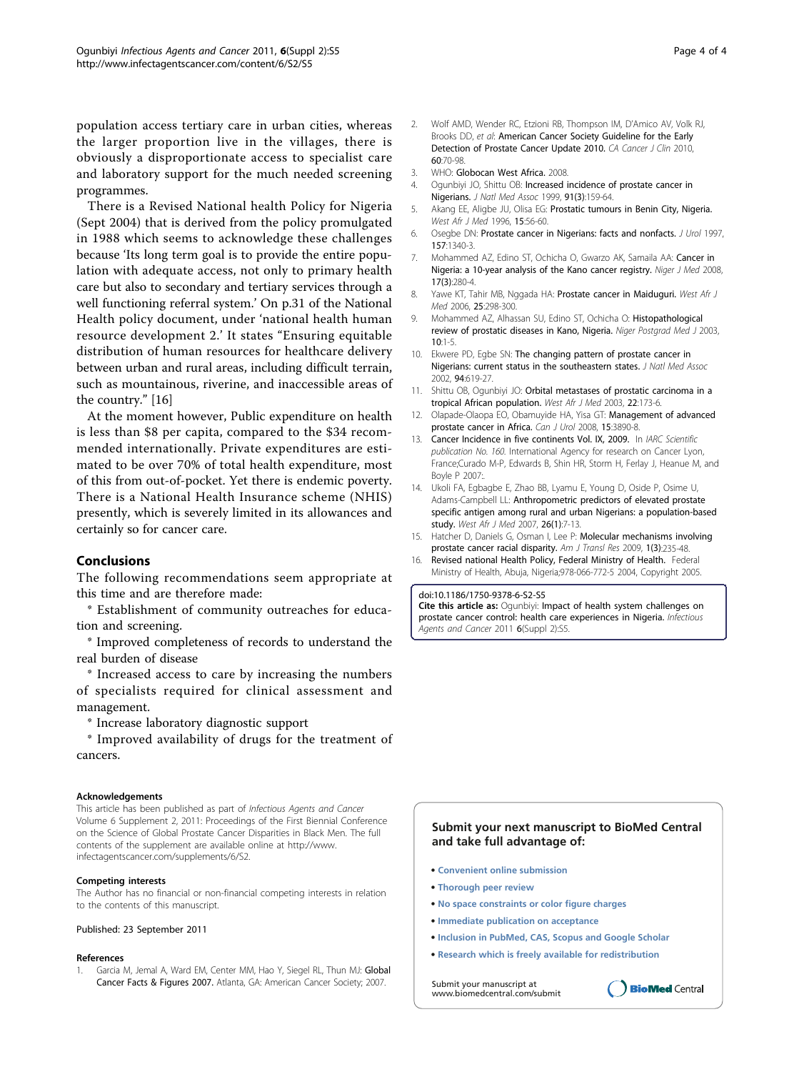population access tertiary care in urban cities, whereas the larger proportion live in the villages, there is obviously a disproportionate access to specialist care and laboratory support for the much needed screening programmes.

There is a Revised National health Policy for Nigeria (Sept 2004) that is derived from the policy promulgated in 1988 which seems to acknowledge these challenges because 'Its long term goal is to provide the entire population with adequate access, not only to primary health care but also to secondary and tertiary services through a well functioning referral system.' On p.31 of the National Health policy document, under 'national health human resource development 2.' It states "Ensuring equitable distribution of human resources for healthcare delivery between urban and rural areas, including difficult terrain, such as mountainous, riverine, and inaccessible areas of the country." [16]

At the moment however, Public expenditure on health is less than $8 per capita, compared to the $34 recommended internationally. Private expenditures are estimated to be over 70% of total health expenditure, most of this from out-of-pocket. Yet there is endemic poverty. There is a National Health Insurance scheme (NHIS) presently, which is severely limited in its allowances and certainly so for cancer care.

## Conclusions

The following recommendations seem appropriate at this time and are therefore made:

* Establishment of community outreaches for education and screening.

* Improved completeness of records to understand the real burden of disease

* Increased access to care by increasing the numbers of specialists required for clinical assessment and management.

* Increase laboratory diagnostic support

* Improved availability of drugs for the treatment of cancers.

### Acknowledgements

This article has been published as part of *Infectious Agents and Cancer* Volume 6 Supplement 2, 2011: Proceedings of the First Biennial Conference on the Science of Global Prostate Cancer Disparities in Black Men. The full contents of the supplement are available online at http://www.infectagentscancer.com/supplements/6/S2.

### Competing interests

The Author has no financial or non-financial competing interests in relation to the contents of this manuscript.

Published: 23 September 2011

### References

1. Garcia M, Jemal A, Ward EM, Center MM, Hao Y, Siegel RL, Thun MJ: **Global Cancer Facts & Figures 2007.** Atlanta, GA: American Cancer Society; 2007.
2. Wolf AMD, Wender RC, Etzioni RB, Thompson IM, D'Amico AV, Volk RJ, Brooks DD, *et al*: **American Cancer Society Guideline for the Early Detection of Prostate Cancer Update 2010.** *CA Cancer J Clin* 2010, **60**:70-98.
3. WHO: **Globocan West Africa.** 2008.
4. Ogunbiyi JO, Shittu OB: **Increased incidence of prostate cancer in Nigerians.** *J Natl Med Assoc* 1999, **91(3)**:159-64.
5. Akang EE, Aligbe JU, Olisa EG: **Prostatic tumours in Benin City, Nigeria.** *West Afr J Med* 1996, **15**:56-60.
6. Osegbe DN: **Prostate cancer in Nigerians: facts and nonfacts.** *J Urol* 1997, **157**:1340-3.
7. Mohammed AZ, Edino ST, Ochicha O, Gwarzo AK, Samaila AA: **Cancer in Nigeria: a 10-year analysis of the Kano cancer registry.** *Niger J Med* 2008, **17(3)**:280-4.
8. Yawe KT, Tahir MB, Nggada HA: **Prostate cancer in Maiduguri.** *West Afr J Med* 2006, **25**:298-300.
9. Mohammed AZ, Alhassan SU, Edino ST, Ochicha O: **Histopathological review of prostatic diseases in Kano, Nigeria.** *Niger Postgrad Med J* 2003, **10**:1-5.
10. Ekwere PD, Egbe SN: **The changing pattern of prostate cancer in Nigerians: current status in the southeastern states.** *J Natl Med Assoc* 2002, **94**:619-27.
11. Shittu OB, Ogunbiyi JO: **Orbital metastases of prostatic carcinoma in a tropical African population.** *West Afr J Med* 2003, **22**:173-6.
12. Olapade-Olaopa EO, Obamuyide HA, Yisa GT: **Management of advanced prostate cancer in Africa.** *Can J Urol* 2008, **15**:3890-8.
13. **Cancer Incidence in five continents Vol. IX, 2009.** In *IARC Scientific publication No. 160.* International Agency for research on Cancer Lyon, France;Curado M-P, Edwards B, Shin HR, Storm H, Ferlay J, Heanue M, and Boyle P 2007:.
14. Ukoli FA, Egbagbe E, Zhao BB, Lyamu E, Young D, Oside P, Osime U, Adams-Campbell LL: **Anthropometric predictors of elevated prostate specific antigen among rural and urban Nigerians: a population-based study.** *West Afr J Med* 2007, **26(1)**:7-13.
15. Hatcher D, Daniels G, Osman I, Lee P: **Molecular mechanisms involving prostate cancer racial disparity.** *Am J Transl Res* 2009, **1(3)**:235-48.
16. **Revised national Health Policy, Federal Ministry of Health.** Federal Ministry of Health, Abuja, Nigeria;978-066-772-5 2004, Copyright 2005.

doi:10.1186/1750-9378-6-S2-S5

**Cite this article as:** Ogunbiyi: Impact of health system challenges on prostate cancer control: health care experiences in Nigeria. *Infectious Agents and Cancer* 2011 **6**(Suppl 2):S5.